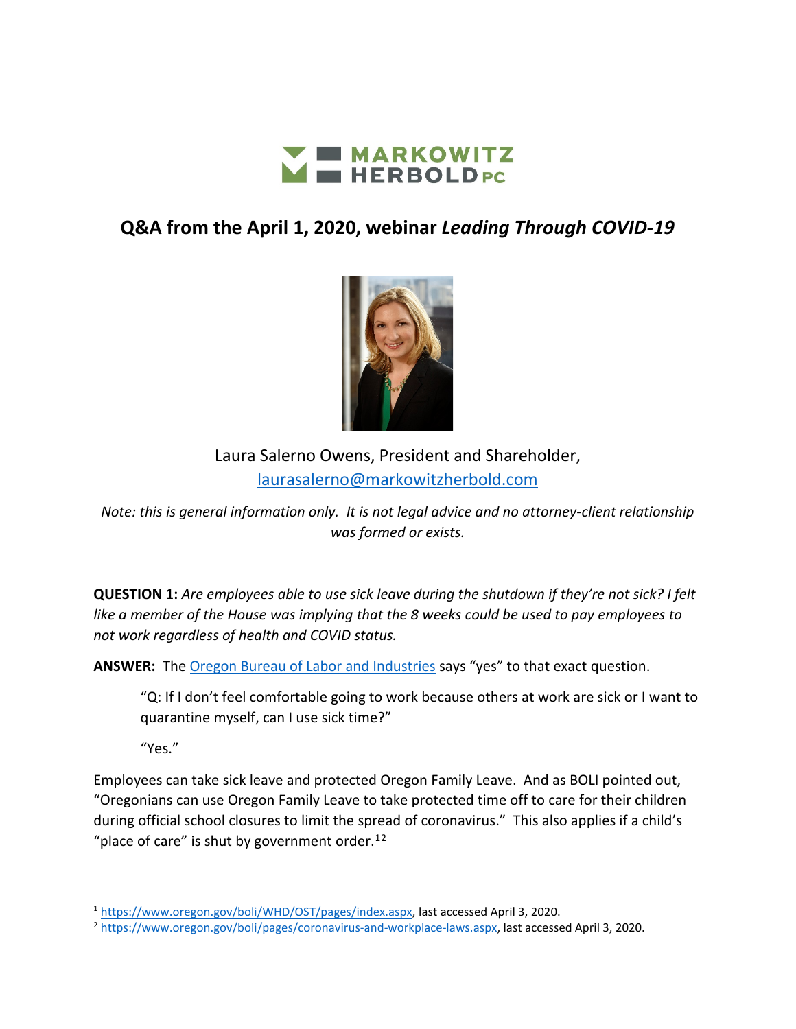MARKOWITZ HERBOLD PC

# Q&A from the April 1, 2020, webinar *Leading Through COVID-19*

Laura Salerno Owens, President and Shareholder,
laurasalerno@markowitzherbold.com

*Note: this is general information only. It is not legal advice and no attorney-client relationship was formed or exists.*

**QUESTION 1:** *Are employees able to use sick leave during the shutdown if they're not sick? I felt like a member of the House was implying that the 8 weeks could be used to pay employees to not work regardless of health and COVID status.*

**ANSWER:** The Oregon Bureau of Labor and Industries says "yes" to that exact question.

> "Q: If I don't feel comfortable going to work because others at work are sick or I want to quarantine myself, can I use sick time?"
>
> "Yes."

Employees can take sick leave and protected Oregon Family Leave. And as BOLI pointed out, "Oregonians can use Oregon Family Leave to take protected time off to care for their children during official school closures to limit the spread of coronavirus." This also applies if a child's "place of care" is shut by government order.[1][2]

---

[1] https://www.oregon.gov/boli/WHD/OST/pages/index.aspx, last accessed April 3, 2020.

[2] https://www.oregon.gov/boli/pages/coronavirus-and-workplace-laws.aspx, last accessed April 3, 2020.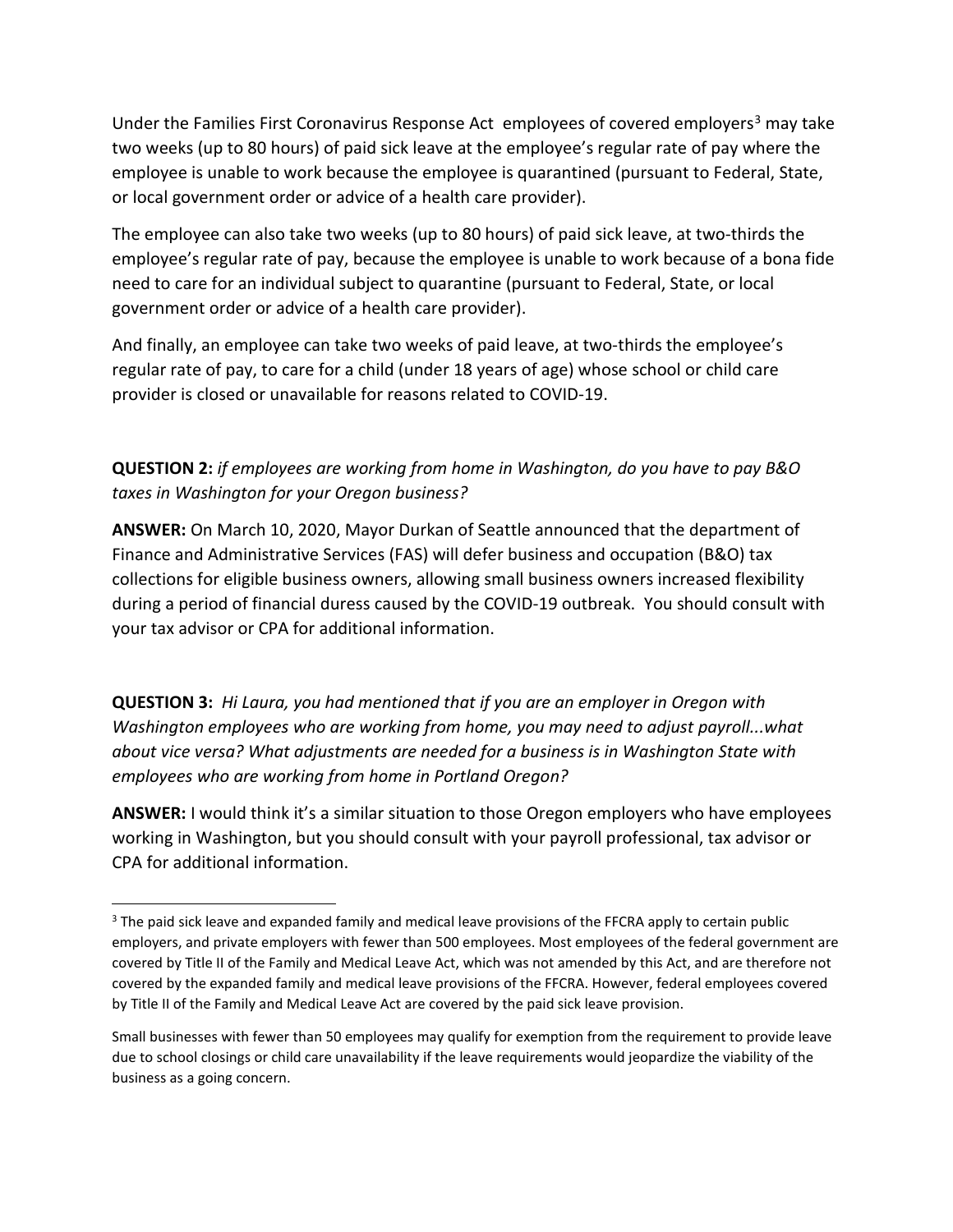Under the Families First Coronavirus Response Act employees of covered employers[3] may take two weeks (up to 80 hours) of paid sick leave at the employee's regular rate of pay where the employee is unable to work because the employee is quarantined (pursuant to Federal, State, or local government order or advice of a health care provider).

The employee can also take two weeks (up to 80 hours) of paid sick leave, at two-thirds the employee's regular rate of pay, because the employee is unable to work because of a bona fide need to care for an individual subject to quarantine (pursuant to Federal, State, or local government order or advice of a health care provider).

And finally, an employee can take two weeks of paid leave, at two-thirds the employee's regular rate of pay, to care for a child (under 18 years of age) whose school or child care provider is closed or unavailable for reasons related to COVID-19.

**QUESTION 2:** *if employees are working from home in Washington, do you have to pay B&O taxes in Washington for your Oregon business?*

**ANSWER:** On March 10, 2020, Mayor Durkan of Seattle announced that the department of Finance and Administrative Services (FAS) will defer business and occupation (B&O) tax collections for eligible business owners, allowing small business owners increased flexibility during a period of financial duress caused by the COVID-19 outbreak. You should consult with your tax advisor or CPA for additional information.

**QUESTION 3:** *Hi Laura, you had mentioned that if you are an employer in Oregon with Washington employees who are working from home, you may need to adjust payroll...what about vice versa? What adjustments are needed for a business is in Washington State with employees who are working from home in Portland Oregon?*

**ANSWER:** I would think it's a similar situation to those Oregon employers who have employees working in Washington, but you should consult with your payroll professional, tax advisor or CPA for additional information.

---

[3] The paid sick leave and expanded family and medical leave provisions of the FFCRA apply to certain public employers, and private employers with fewer than 500 employees. Most employees of the federal government are covered by Title II of the Family and Medical Leave Act, which was not amended by this Act, and are therefore not covered by the expanded family and medical leave provisions of the FFCRA. However, federal employees covered by Title II of the Family and Medical Leave Act are covered by the paid sick leave provision.

Small businesses with fewer than 50 employees may qualify for exemption from the requirement to provide leave due to school closings or child care unavailability if the leave requirements would jeopardize the viability of the business as a going concern.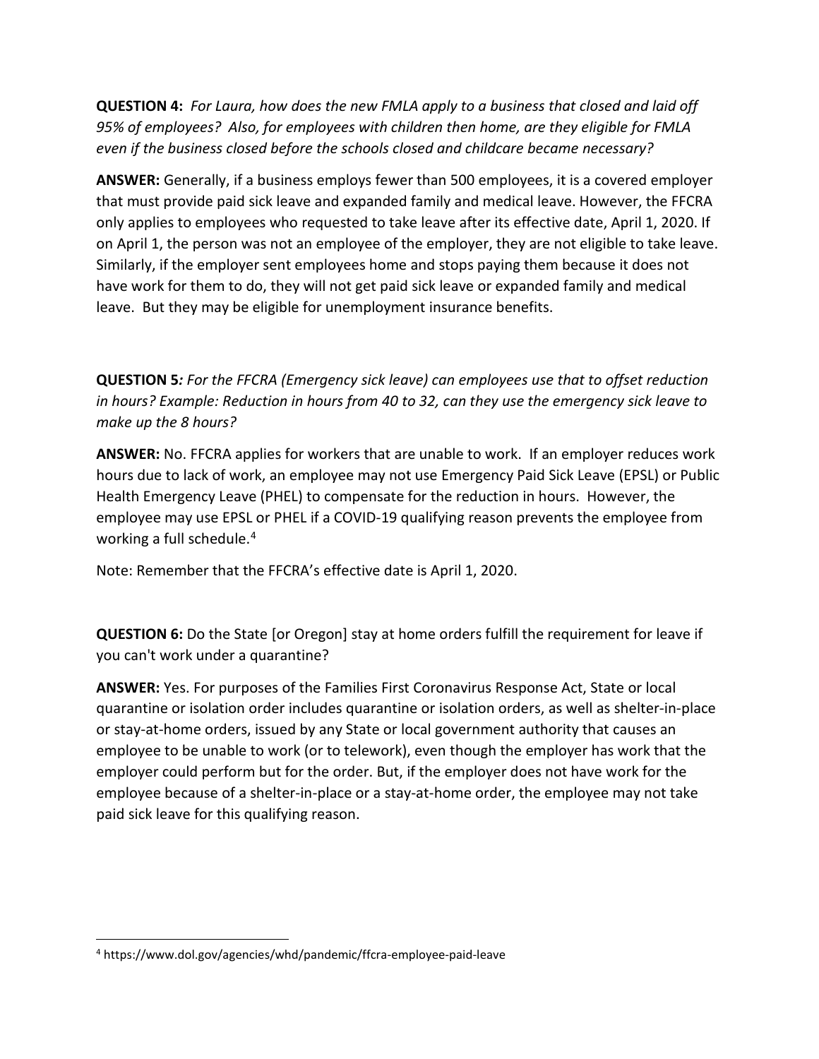**QUESTION 4:** *For Laura, how does the new FMLA apply to a business that closed and laid off 95% of employees? Also, for employees with children then home, are they eligible for FMLA even if the business closed before the schools closed and childcare became necessary?*

**ANSWER:** Generally, if a business employs fewer than 500 employees, it is a covered employer that must provide paid sick leave and expanded family and medical leave. However, the FFCRA only applies to employees who requested to take leave after its effective date, April 1, 2020. If on April 1, the person was not an employee of the employer, they are not eligible to take leave. Similarly, if the employer sent employees home and stops paying them because it does not have work for them to do, they will not get paid sick leave or expanded family and medical leave. But they may be eligible for unemployment insurance benefits.

**QUESTION 5***: For the FFCRA (Emergency sick leave) can employees use that to offset reduction in hours? Example: Reduction in hours from 40 to 32, can they use the emergency sick leave to make up the 8 hours?*

**ANSWER:** No. FFCRA applies for workers that are unable to work. If an employer reduces work hours due to lack of work, an employee may not use Emergency Paid Sick Leave (EPSL) or Public Health Emergency Leave (PHEL) to compensate for the reduction in hours. However, the employee may use EPSL or PHEL if a COVID-19 qualifying reason prevents the employee from working a full schedule.[4]

Note: Remember that the FFCRA's effective date is April 1, 2020.

**QUESTION 6:** Do the State [or Oregon] stay at home orders fulfill the requirement for leave if you can't work under a quarantine?

**ANSWER:** Yes. For purposes of the Families First Coronavirus Response Act, State or local quarantine or isolation order includes quarantine or isolation orders, as well as shelter-in-place or stay-at-home orders, issued by any State or local government authority that causes an employee to be unable to work (or to telework), even though the employer has work that the employer could perform but for the order. But, if the employer does not have work for the employee because of a shelter-in-place or a stay-at-home order, the employee may not take paid sick leave for this qualifying reason.

[4] https://www.dol.gov/agencies/whd/pandemic/ffcra-employee-paid-leave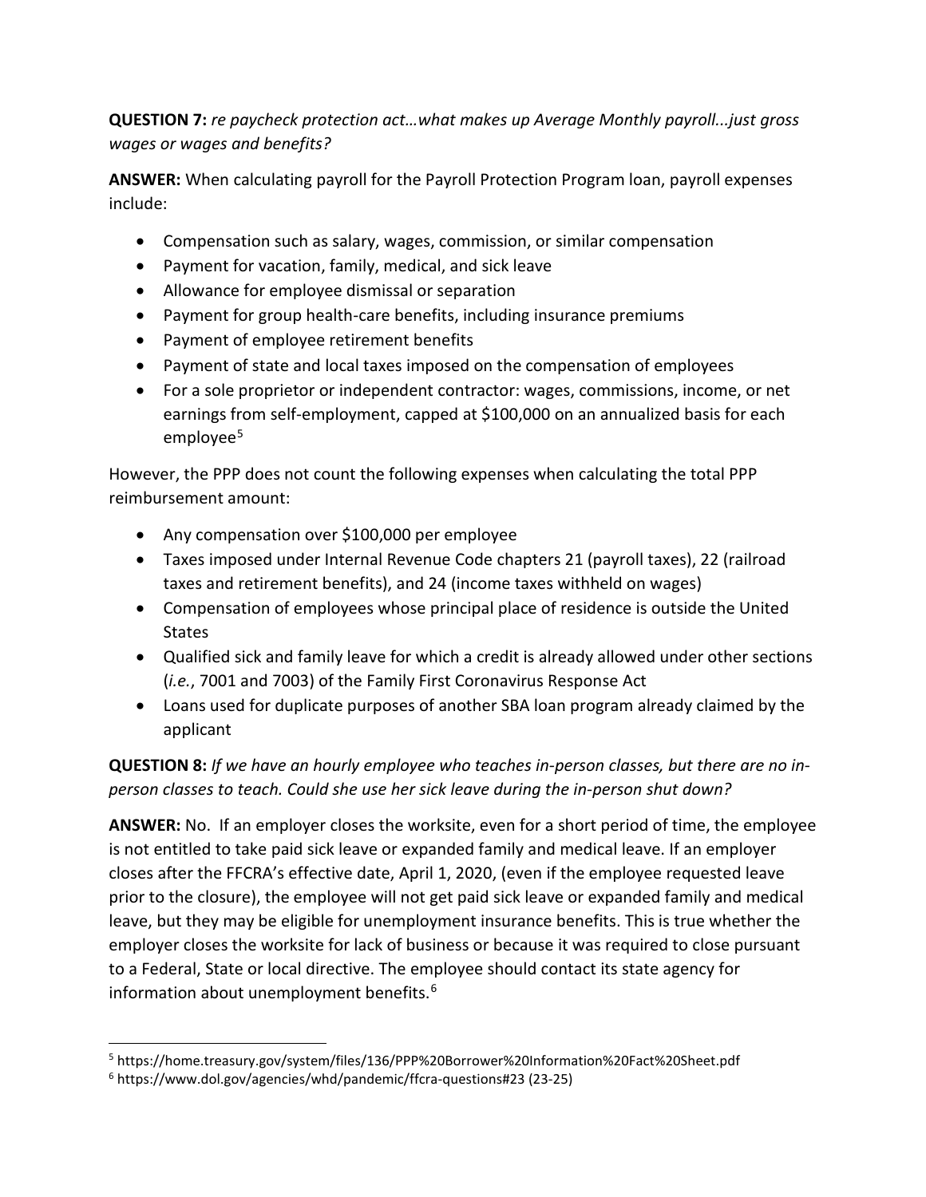**QUESTION 7:** *re paycheck protection act…what makes up Average Monthly payroll...just gross wages or wages and benefits?*

**ANSWER:** When calculating payroll for the Payroll Protection Program loan, payroll expenses include:

- Compensation such as salary, wages, commission, or similar compensation
- Payment for vacation, family, medical, and sick leave
- Allowance for employee dismissal or separation
- Payment for group health-care benefits, including insurance premiums
- Payment of employee retirement benefits
- Payment of state and local taxes imposed on the compensation of employees
- For a sole proprietor or independent contractor: wages, commissions, income, or net earnings from self-employment, capped at $100,000 on an annualized basis for each employee[5]

However, the PPP does not count the following expenses when calculating the total PPP reimbursement amount:

- Any compensation over $100,000 per employee
- Taxes imposed under Internal Revenue Code chapters 21 (payroll taxes), 22 (railroad taxes and retirement benefits), and 24 (income taxes withheld on wages)
- Compensation of employees whose principal place of residence is outside the United States
- Qualified sick and family leave for which a credit is already allowed under other sections (*i.e.*, 7001 and 7003) of the Family First Coronavirus Response Act
- Loans used for duplicate purposes of another SBA loan program already claimed by the applicant

**QUESTION 8:** *If we have an hourly employee who teaches in-person classes, but there are no in-person classes to teach. Could she use her sick leave during the in-person shut down?*

**ANSWER:** No. If an employer closes the worksite, even for a short period of time, the employee is not entitled to take paid sick leave or expanded family and medical leave. If an employer closes after the FFCRA's effective date, April 1, 2020, (even if the employee requested leave prior to the closure), the employee will not get paid sick leave or expanded family and medical leave, but they may be eligible for unemployment insurance benefits. This is true whether the employer closes the worksite for lack of business or because it was required to close pursuant to a Federal, State or local directive. The employee should contact its state agency for information about unemployment benefits.[6]

---

[5] https://home.treasury.gov/system/files/136/PPP%20Borrower%20Information%20Fact%20Sheet.pdf

[6] https://www.dol.gov/agencies/whd/pandemic/ffcra-questions#23 (23-25)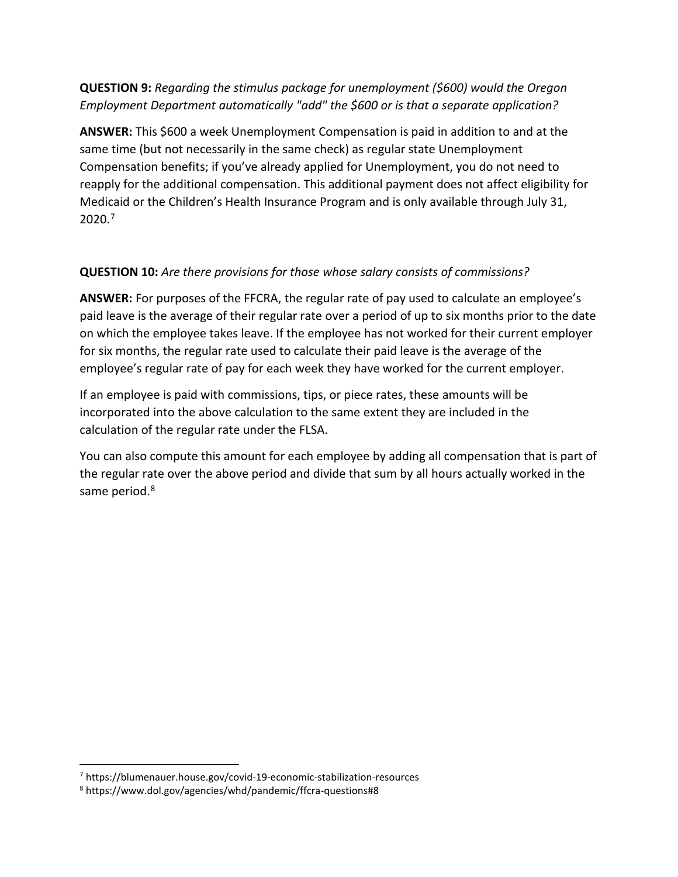**QUESTION 9:** *Regarding the stimulus package for unemployment ($600) would the Oregon Employment Department automatically "add" the $600 or is that a separate application?*

**ANSWER:** This $600 a week Unemployment Compensation is paid in addition to and at the same time (but not necessarily in the same check) as regular state Unemployment Compensation benefits; if you've already applied for Unemployment, you do not need to reapply for the additional compensation. This additional payment does not affect eligibility for Medicaid or the Children's Health Insurance Program and is only available through July 31, 2020.[7]

**QUESTION 10:** *Are there provisions for those whose salary consists of commissions?*

**ANSWER:** For purposes of the FFCRA, the regular rate of pay used to calculate an employee's paid leave is the average of their regular rate over a period of up to six months prior to the date on which the employee takes leave. If the employee has not worked for their current employer for six months, the regular rate used to calculate their paid leave is the average of the employee's regular rate of pay for each week they have worked for the current employer.

If an employee is paid with commissions, tips, or piece rates, these amounts will be incorporated into the above calculation to the same extent they are included in the calculation of the regular rate under the FLSA.

You can also compute this amount for each employee by adding all compensation that is part of the regular rate over the above period and divide that sum by all hours actually worked in the same period.[8]

---

[7] https://blumenauer.house.gov/covid-19-economic-stabilization-resources

[8] https://www.dol.gov/agencies/whd/pandemic/ffcra-questions#8